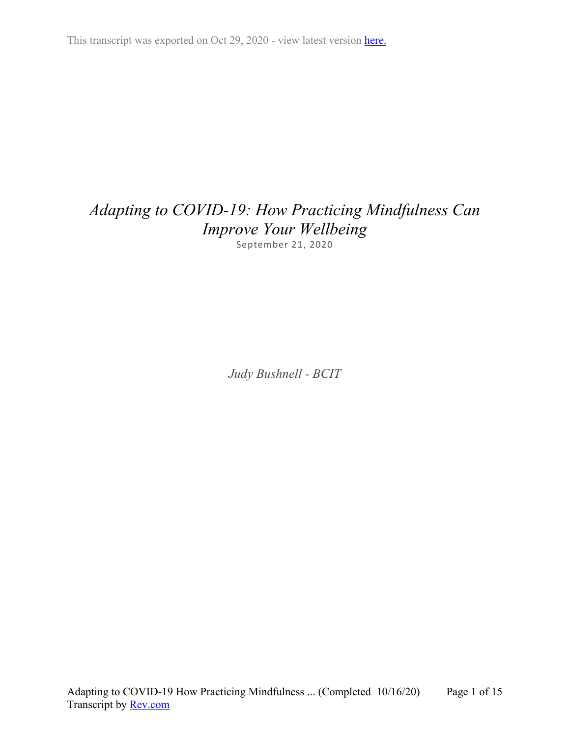This transcript was exported on Oct 29, 2020 - view latest version here.

# *Adapting to COVID-19: How Practicing Mindfulness Can Improve Your Wellbeing*

September 21, 2020

*Judy Bushnell - BCIT*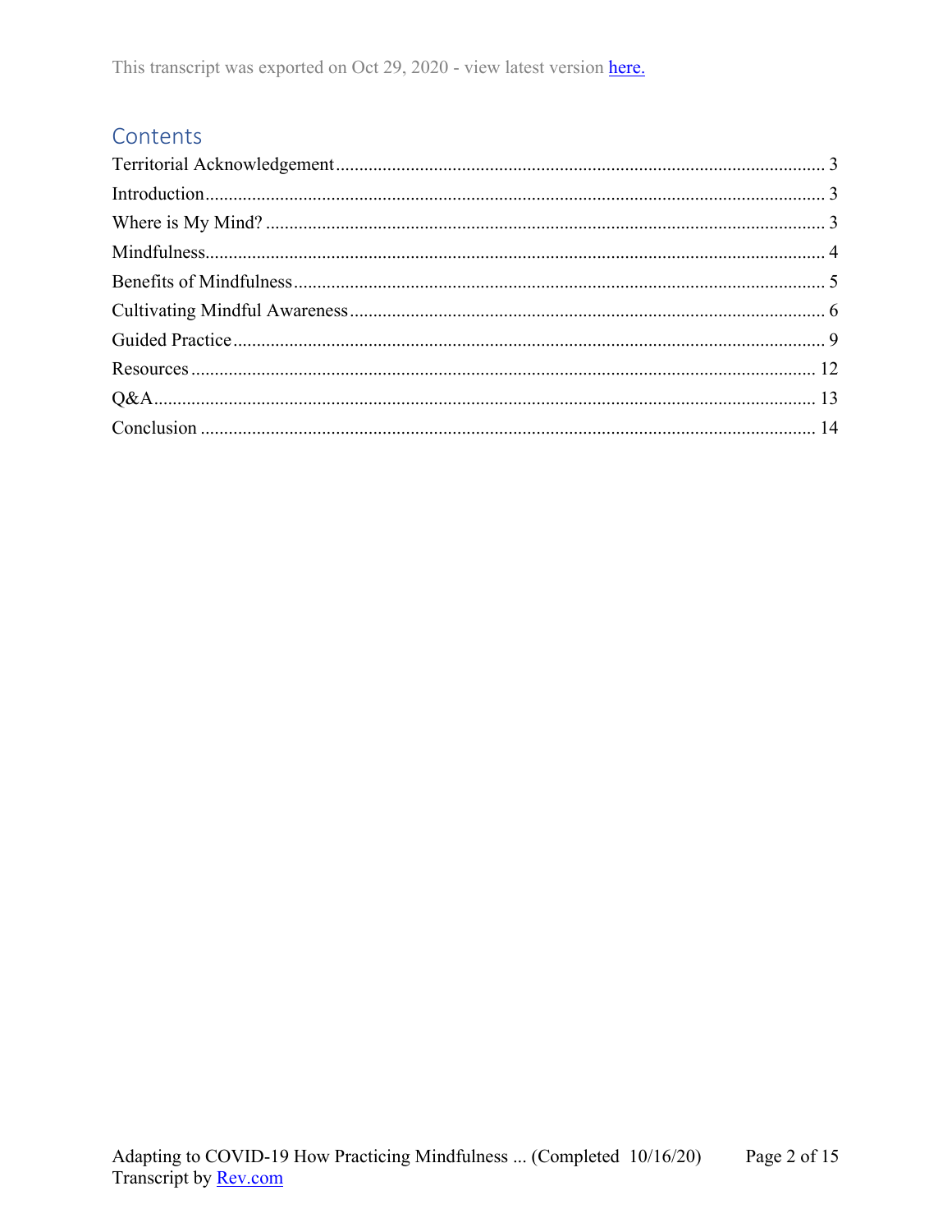This transcript was exported on Oct 29, 2020 - view latest version here.

## Contents

Territorial Acknowledgement ........................................................................................................ 3
Introduction .................................................................................................................................... 3
Where is My Mind? ....................................................................................................................... 3
Mindfulness .................................................................................................................................... 4
Benefits of Mindfulness ................................................................................................................. 5
Cultivating Mindful Awareness ..................................................................................................... 6
Guided Practice .............................................................................................................................. 9
Resources ..................................................................................................................................... 12
Q&A ............................................................................................................................................. 13
Conclusion ................................................................................................................................... 14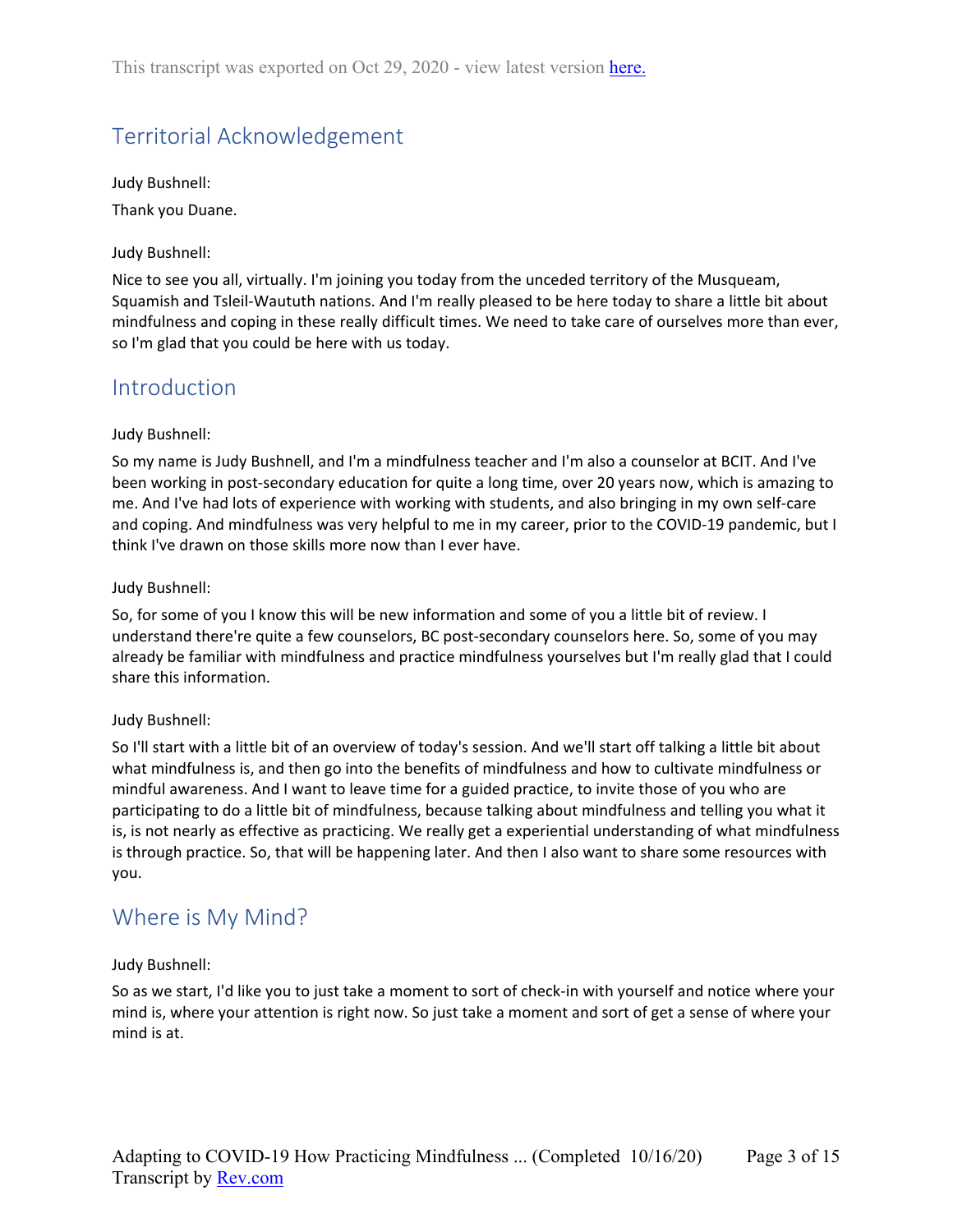This transcript was exported on Oct 29, 2020 - view latest version here.

## Territorial Acknowledgement

Judy Bushnell:

Thank you Duane.

Judy Bushnell:

Nice to see you all, virtually. I'm joining you today from the unceded territory of the Musqueam, Squamish and Tsleil-Waututh nations. And I'm really pleased to be here today to share a little bit about mindfulness and coping in these really difficult times. We need to take care of ourselves more than ever, so I'm glad that you could be here with us today.

## Introduction

Judy Bushnell:

So my name is Judy Bushnell, and I'm a mindfulness teacher and I'm also a counselor at BCIT. And I've been working in post-secondary education for quite a long time, over 20 years now, which is amazing to me. And I've had lots of experience with working with students, and also bringing in my own self-care and coping. And mindfulness was very helpful to me in my career, prior to the COVID-19 pandemic, but I think I've drawn on those skills more now than I ever have.

Judy Bushnell:

So, for some of you I know this will be new information and some of you a little bit of review. I understand there're quite a few counselors, BC post-secondary counselors here. So, some of you may already be familiar with mindfulness and practice mindfulness yourselves but I'm really glad that I could share this information.

Judy Bushnell:

So I'll start with a little bit of an overview of today's session. And we'll start off talking a little bit about what mindfulness is, and then go into the benefits of mindfulness and how to cultivate mindfulness or mindful awareness. And I want to leave time for a guided practice, to invite those of you who are participating to do a little bit of mindfulness, because talking about mindfulness and telling you what it is, is not nearly as effective as practicing. We really get a experiential understanding of what mindfulness is through practice. So, that will be happening later. And then I also want to share some resources with you.

## Where is My Mind?

Judy Bushnell:

So as we start, I'd like you to just take a moment to sort of check-in with yourself and notice where your mind is, where your attention is right now. So just take a moment and sort of get a sense of where your mind is at.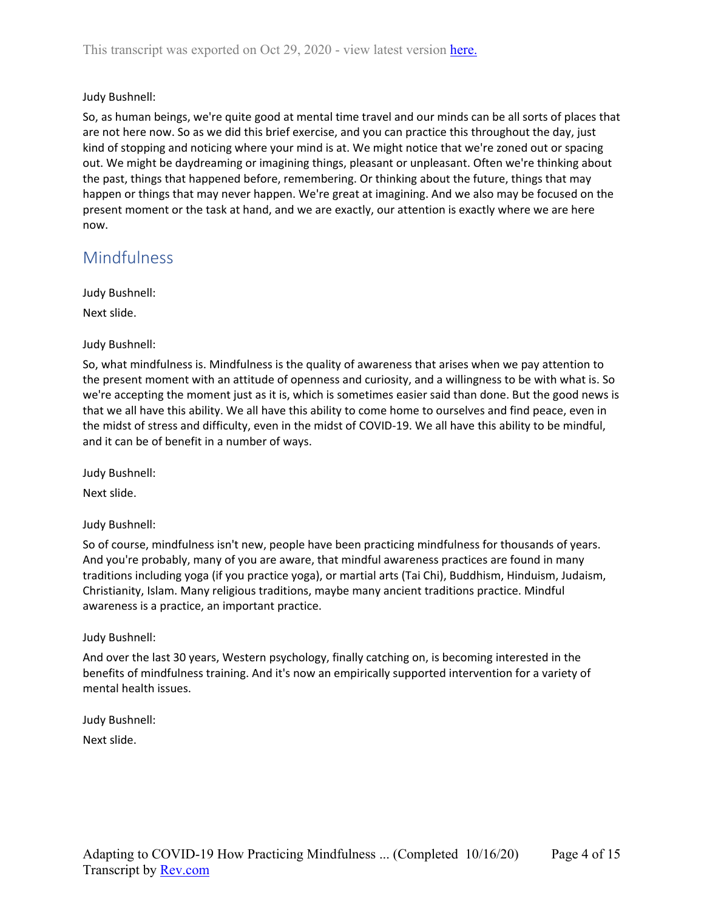Judy Bushnell:

So, as human beings, we're quite good at mental time travel and our minds can be all sorts of places that are not here now. So as we did this brief exercise, and you can practice this throughout the day, just kind of stopping and noticing where your mind is at. We might notice that we're zoned out or spacing out. We might be daydreaming or imagining things, pleasant or unpleasant. Often we're thinking about the past, things that happened before, remembering. Or thinking about the future, things that may happen or things that may never happen. We're great at imagining. And we also may be focused on the present moment or the task at hand, and we are exactly, our attention is exactly where we are here now.

## Mindfulness

Judy Bushnell:

Next slide.

Judy Bushnell:

So, what mindfulness is. Mindfulness is the quality of awareness that arises when we pay attention to the present moment with an attitude of openness and curiosity, and a willingness to be with what is. So we're accepting the moment just as it is, which is sometimes easier said than done. But the good news is that we all have this ability. We all have this ability to come home to ourselves and find peace, even in the midst of stress and difficulty, even in the midst of COVID-19. We all have this ability to be mindful, and it can be of benefit in a number of ways.

Judy Bushnell:

Next slide.

Judy Bushnell:

So of course, mindfulness isn't new, people have been practicing mindfulness for thousands of years. And you're probably, many of you are aware, that mindful awareness practices are found in many traditions including yoga (if you practice yoga), or martial arts (Tai Chi), Buddhism, Hinduism, Judaism, Christianity, Islam. Many religious traditions, maybe many ancient traditions practice. Mindful awareness is a practice, an important practice.

Judy Bushnell:

And over the last 30 years, Western psychology, finally catching on, is becoming interested in the benefits of mindfulness training. And it's now an empirically supported intervention for a variety of mental health issues.

Judy Bushnell:

Next slide.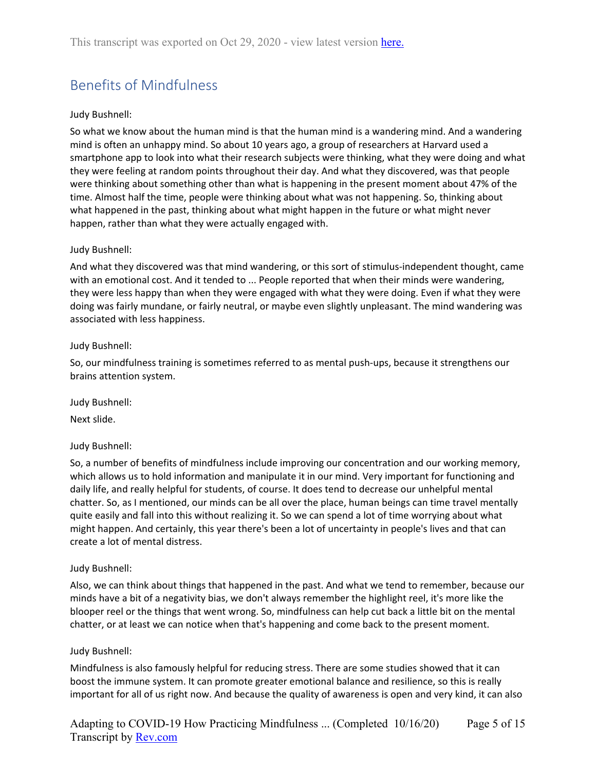## Benefits of Mindfulness

Judy Bushnell:

So what we know about the human mind is that the human mind is a wandering mind. And a wandering mind is often an unhappy mind. So about 10 years ago, a group of researchers at Harvard used a smartphone app to look into what their research subjects were thinking, what they were doing and what they were feeling at random points throughout their day. And what they discovered, was that people were thinking about something other than what is happening in the present moment about 47% of the time. Almost half the time, people were thinking about what was not happening. So, thinking about what happened in the past, thinking about what might happen in the future or what might never happen, rather than what they were actually engaged with.

Judy Bushnell:

And what they discovered was that mind wandering, or this sort of stimulus-independent thought, came with an emotional cost. And it tended to ... People reported that when their minds were wandering, they were less happy than when they were engaged with what they were doing. Even if what they were doing was fairly mundane, or fairly neutral, or maybe even slightly unpleasant. The mind wandering was associated with less happiness.

Judy Bushnell:

So, our mindfulness training is sometimes referred to as mental push-ups, because it strengthens our brains attention system.

Judy Bushnell:

Next slide.

Judy Bushnell:

So, a number of benefits of mindfulness include improving our concentration and our working memory, which allows us to hold information and manipulate it in our mind. Very important for functioning and daily life, and really helpful for students, of course. It does tend to decrease our unhelpful mental chatter. So, as I mentioned, our minds can be all over the place, human beings can time travel mentally quite easily and fall into this without realizing it. So we can spend a lot of time worrying about what might happen. And certainly, this year there's been a lot of uncertainty in people's lives and that can create a lot of mental distress.

Judy Bushnell:

Also, we can think about things that happened in the past. And what we tend to remember, because our minds have a bit of a negativity bias, we don't always remember the highlight reel, it's more like the blooper reel or the things that went wrong. So, mindfulness can help cut back a little bit on the mental chatter, or at least we can notice when that's happening and come back to the present moment.

Judy Bushnell:

Mindfulness is also famously helpful for reducing stress. There are some studies showed that it can boost the immune system. It can promote greater emotional balance and resilience, so this is really important for all of us right now. And because the quality of awareness is open and very kind, it can also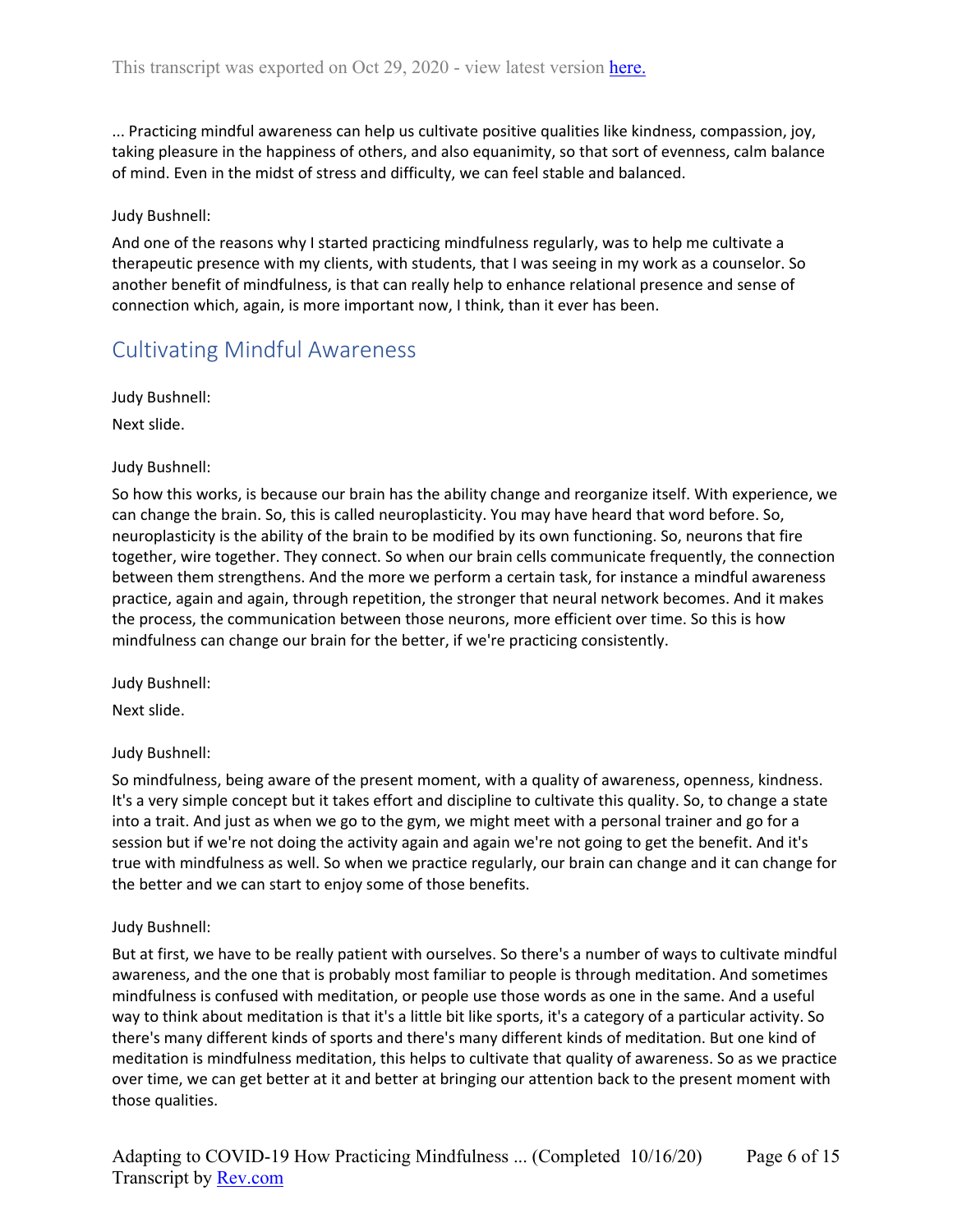... Practicing mindful awareness can help us cultivate positive qualities like kindness, compassion, joy, taking pleasure in the happiness of others, and also equanimity, so that sort of evenness, calm balance of mind. Even in the midst of stress and difficulty, we can feel stable and balanced.

Judy Bushnell:

And one of the reasons why I started practicing mindfulness regularly, was to help me cultivate a therapeutic presence with my clients, with students, that I was seeing in my work as a counselor. So another benefit of mindfulness, is that can really help to enhance relational presence and sense of connection which, again, is more important now, I think, than it ever has been.

## Cultivating Mindful Awareness

Judy Bushnell:

Next slide.

Judy Bushnell:

So how this works, is because our brain has the ability change and reorganize itself. With experience, we can change the brain. So, this is called neuroplasticity. You may have heard that word before. So, neuroplasticity is the ability of the brain to be modified by its own functioning. So, neurons that fire together, wire together. They connect. So when our brain cells communicate frequently, the connection between them strengthens. And the more we perform a certain task, for instance a mindful awareness practice, again and again, through repetition, the stronger that neural network becomes. And it makes the process, the communication between those neurons, more efficient over time. So this is how mindfulness can change our brain for the better, if we're practicing consistently.

Judy Bushnell:

Next slide.

Judy Bushnell:

So mindfulness, being aware of the present moment, with a quality of awareness, openness, kindness. It's a very simple concept but it takes effort and discipline to cultivate this quality. So, to change a state into a trait. And just as when we go to the gym, we might meet with a personal trainer and go for a session but if we're not doing the activity again and again we're not going to get the benefit. And it's true with mindfulness as well. So when we practice regularly, our brain can change and it can change for the better and we can start to enjoy some of those benefits.

Judy Bushnell:

But at first, we have to be really patient with ourselves. So there's a number of ways to cultivate mindful awareness, and the one that is probably most familiar to people is through meditation. And sometimes mindfulness is confused with meditation, or people use those words as one in the same. And a useful way to think about meditation is that it's a little bit like sports, it's a category of a particular activity. So there's many different kinds of sports and there's many different kinds of meditation. But one kind of meditation is mindfulness meditation, this helps to cultivate that quality of awareness. So as we practice over time, we can get better at it and better at bringing our attention back to the present moment with those qualities.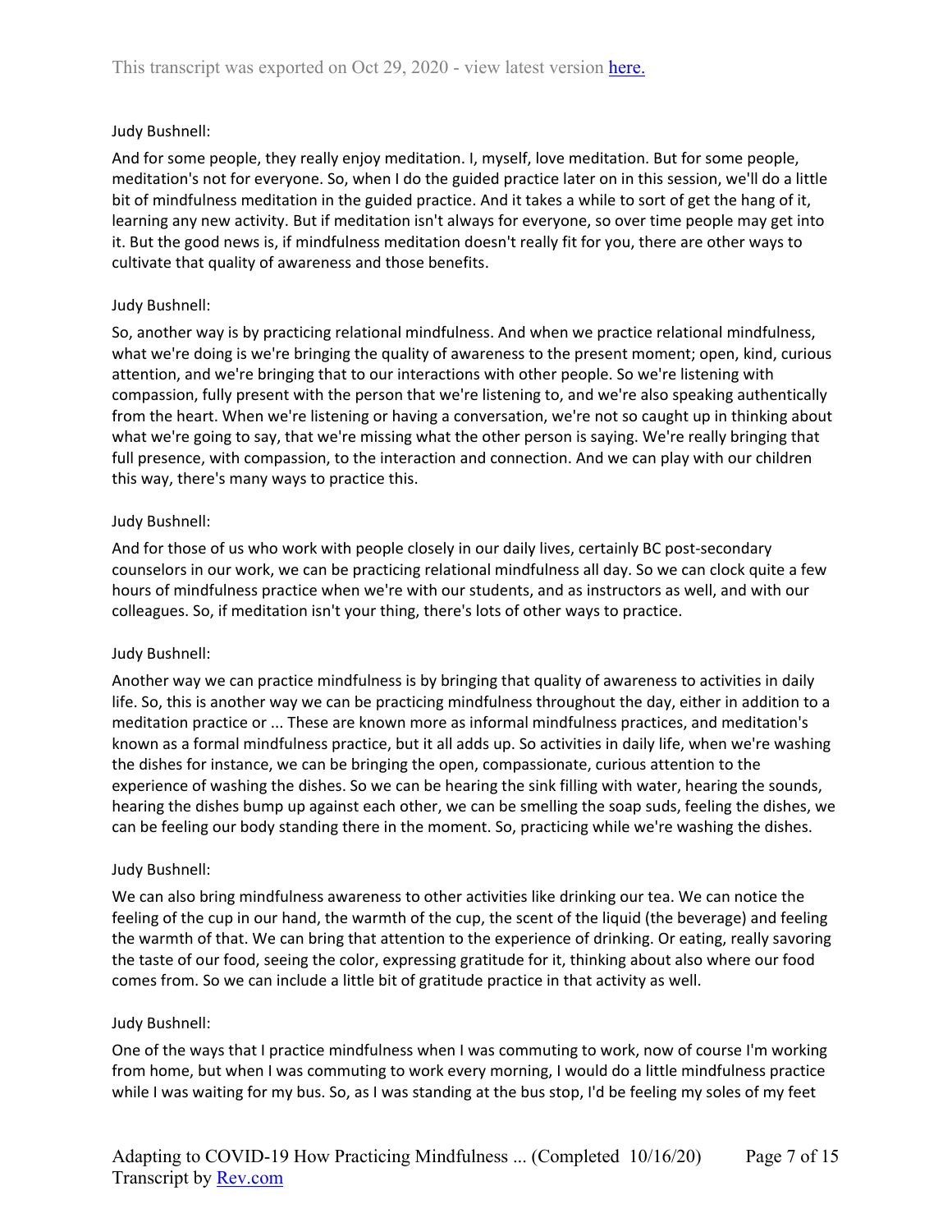Judy Bushnell:

And for some people, they really enjoy meditation. I, myself, love meditation. But for some people, meditation's not for everyone. So, when I do the guided practice later on in this session, we'll do a little bit of mindfulness meditation in the guided practice. And it takes a while to sort of get the hang of it, learning any new activity. But if meditation isn't always for everyone, so over time people may get into it. But the good news is, if mindfulness meditation doesn't really fit for you, there are other ways to cultivate that quality of awareness and those benefits.

Judy Bushnell:

So, another way is by practicing relational mindfulness. And when we practice relational mindfulness, what we're doing is we're bringing the quality of awareness to the present moment; open, kind, curious attention, and we're bringing that to our interactions with other people. So we're listening with compassion, fully present with the person that we're listening to, and we're also speaking authentically from the heart. When we're listening or having a conversation, we're not so caught up in thinking about what we're going to say, that we're missing what the other person is saying. We're really bringing that full presence, with compassion, to the interaction and connection. And we can play with our children this way, there's many ways to practice this.

Judy Bushnell:

And for those of us who work with people closely in our daily lives, certainly BC post-secondary counselors in our work, we can be practicing relational mindfulness all day. So we can clock quite a few hours of mindfulness practice when we're with our students, and as instructors as well, and with our colleagues. So, if meditation isn't your thing, there's lots of other ways to practice.

Judy Bushnell:

Another way we can practice mindfulness is by bringing that quality of awareness to activities in daily life. So, this is another way we can be practicing mindfulness throughout the day, either in addition to a meditation practice or ... These are known more as informal mindfulness practices, and meditation's known as a formal mindfulness practice, but it all adds up. So activities in daily life, when we're washing the dishes for instance, we can be bringing the open, compassionate, curious attention to the experience of washing the dishes. So we can be hearing the sink filling with water, hearing the sounds, hearing the dishes bump up against each other, we can be smelling the soap suds, feeling the dishes, we can be feeling our body standing there in the moment. So, practicing while we're washing the dishes.

Judy Bushnell:

We can also bring mindfulness awareness to other activities like drinking our tea. We can notice the feeling of the cup in our hand, the warmth of the cup, the scent of the liquid (the beverage) and feeling the warmth of that. We can bring that attention to the experience of drinking. Or eating, really savoring the taste of our food, seeing the color, expressing gratitude for it, thinking about also where our food comes from. So we can include a little bit of gratitude practice in that activity as well.

Judy Bushnell:

One of the ways that I practice mindfulness when I was commuting to work, now of course I'm working from home, but when I was commuting to work every morning, I would do a little mindfulness practice while I was waiting for my bus. So, as I was standing at the bus stop, I'd be feeling my soles of my feet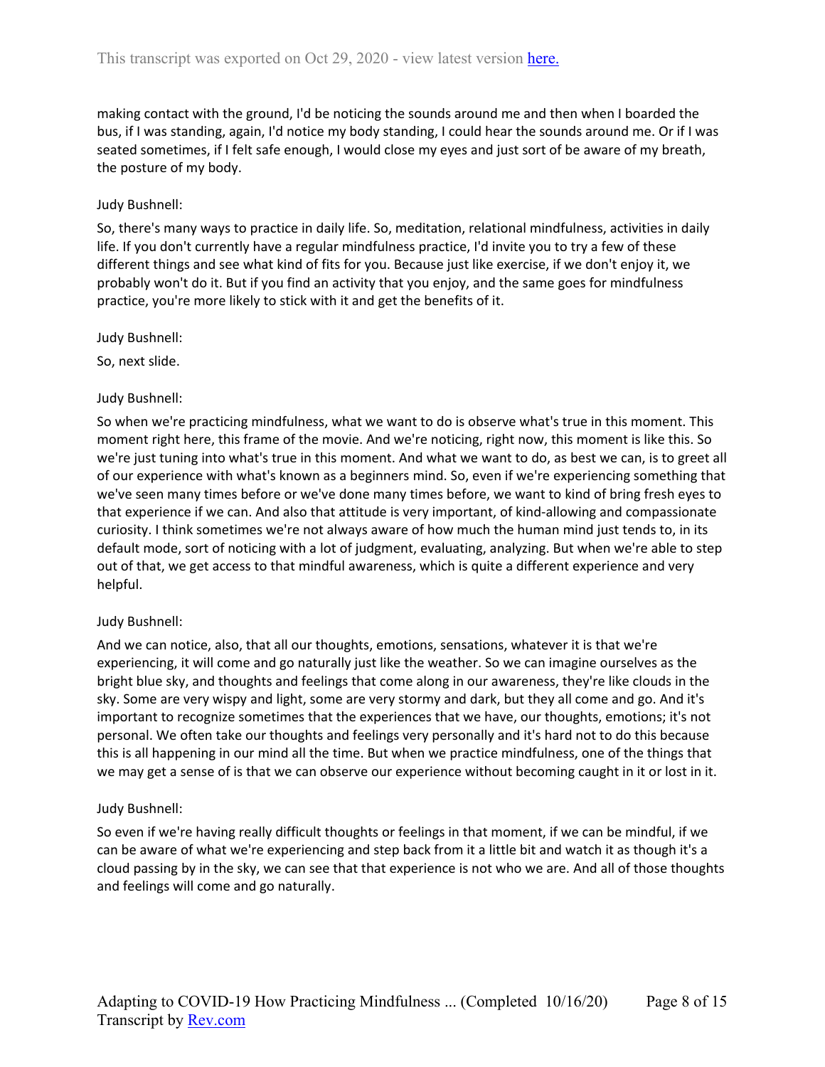making contact with the ground, I'd be noticing the sounds around me and then when I boarded the bus, if I was standing, again, I'd notice my body standing, I could hear the sounds around me. Or if I was seated sometimes, if I felt safe enough, I would close my eyes and just sort of be aware of my breath, the posture of my body.

Judy Bushnell:

So, there's many ways to practice in daily life. So, meditation, relational mindfulness, activities in daily life. If you don't currently have a regular mindfulness practice, I'd invite you to try a few of these different things and see what kind of fits for you. Because just like exercise, if we don't enjoy it, we probably won't do it. But if you find an activity that you enjoy, and the same goes for mindfulness practice, you're more likely to stick with it and get the benefits of it.

Judy Bushnell:

So, next slide.

Judy Bushnell:

So when we're practicing mindfulness, what we want to do is observe what's true in this moment. This moment right here, this frame of the movie. And we're noticing, right now, this moment is like this. So we're just tuning into what's true in this moment. And what we want to do, as best we can, is to greet all of our experience with what's known as a beginners mind. So, even if we're experiencing something that we've seen many times before or we've done many times before, we want to kind of bring fresh eyes to that experience if we can. And also that attitude is very important, of kind-allowing and compassionate curiosity. I think sometimes we're not always aware of how much the human mind just tends to, in its default mode, sort of noticing with a lot of judgment, evaluating, analyzing. But when we're able to step out of that, we get access to that mindful awareness, which is quite a different experience and very helpful.

Judy Bushnell:

And we can notice, also, that all our thoughts, emotions, sensations, whatever it is that we're experiencing, it will come and go naturally just like the weather. So we can imagine ourselves as the bright blue sky, and thoughts and feelings that come along in our awareness, they're like clouds in the sky. Some are very wispy and light, some are very stormy and dark, but they all come and go. And it's important to recognize sometimes that the experiences that we have, our thoughts, emotions; it's not personal. We often take our thoughts and feelings very personally and it's hard not to do this because this is all happening in our mind all the time. But when we practice mindfulness, one of the things that we may get a sense of is that we can observe our experience without becoming caught in it or lost in it.

Judy Bushnell:

So even if we're having really difficult thoughts or feelings in that moment, if we can be mindful, if we can be aware of what we're experiencing and step back from it a little bit and watch it as though it's a cloud passing by in the sky, we can see that that experience is not who we are. And all of those thoughts and feelings will come and go naturally.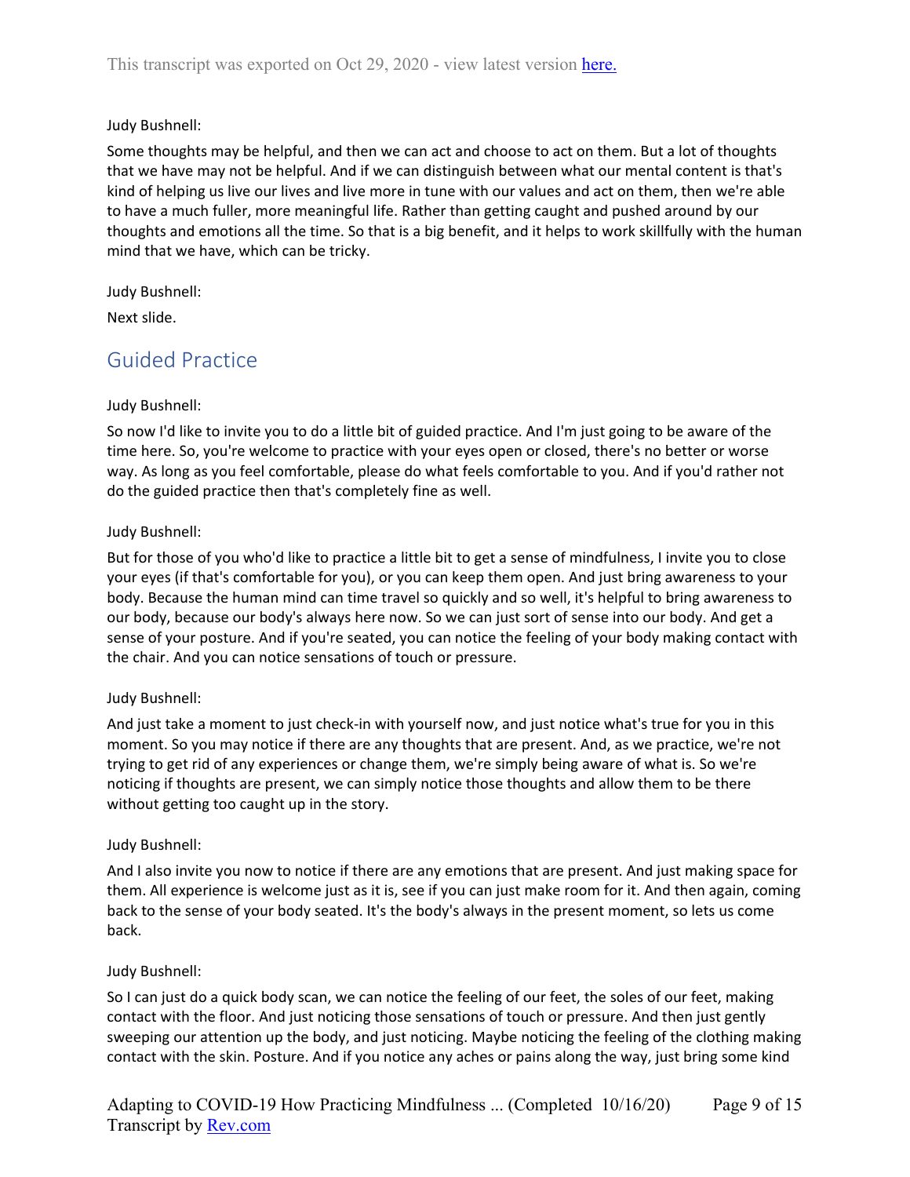Judy Bushnell:

Some thoughts may be helpful, and then we can act and choose to act on them. But a lot of thoughts that we have may not be helpful. And if we can distinguish between what our mental content is that's kind of helping us live our lives and live more in tune with our values and act on them, then we're able to have a much fuller, more meaningful life. Rather than getting caught and pushed around by our thoughts and emotions all the time. So that is a big benefit, and it helps to work skillfully with the human mind that we have, which can be tricky.

Judy Bushnell:

Next slide.

## Guided Practice

Judy Bushnell:

So now I'd like to invite you to do a little bit of guided practice. And I'm just going to be aware of the time here. So, you're welcome to practice with your eyes open or closed, there's no better or worse way. As long as you feel comfortable, please do what feels comfortable to you. And if you'd rather not do the guided practice then that's completely fine as well.

Judy Bushnell:

But for those of you who'd like to practice a little bit to get a sense of mindfulness, I invite you to close your eyes (if that's comfortable for you), or you can keep them open. And just bring awareness to your body. Because the human mind can time travel so quickly and so well, it's helpful to bring awareness to our body, because our body's always here now. So we can just sort of sense into our body. And get a sense of your posture. And if you're seated, you can notice the feeling of your body making contact with the chair. And you can notice sensations of touch or pressure.

Judy Bushnell:

And just take a moment to just check-in with yourself now, and just notice what's true for you in this moment. So you may notice if there are any thoughts that are present. And, as we practice, we're not trying to get rid of any experiences or change them, we're simply being aware of what is. So we're noticing if thoughts are present, we can simply notice those thoughts and allow them to be there without getting too caught up in the story.

Judy Bushnell:

And I also invite you now to notice if there are any emotions that are present. And just making space for them. All experience is welcome just as it is, see if you can just make room for it. And then again, coming back to the sense of your body seated. It's the body's always in the present moment, so lets us come back.

Judy Bushnell:

So I can just do a quick body scan, we can notice the feeling of our feet, the soles of our feet, making contact with the floor. And just noticing those sensations of touch or pressure. And then just gently sweeping our attention up the body, and just noticing. Maybe noticing the feeling of the clothing making contact with the skin. Posture. And if you notice any aches or pains along the way, just bring some kind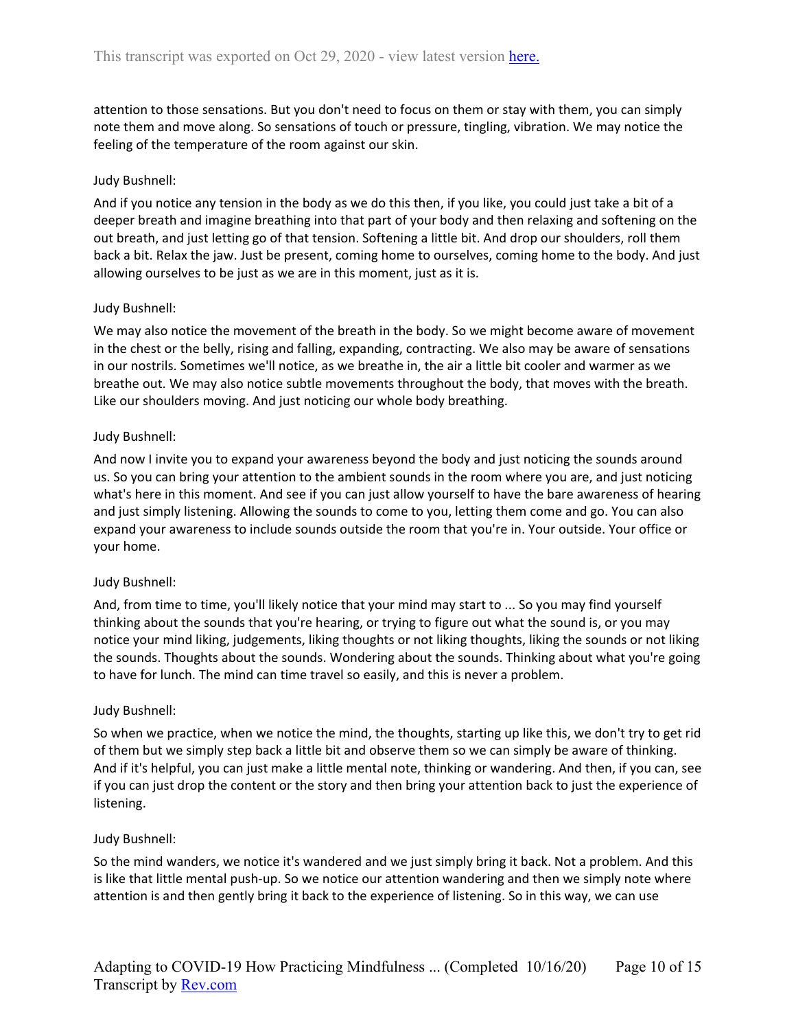attention to those sensations. But you don't need to focus on them or stay with them, you can simply note them and move along. So sensations of touch or pressure, tingling, vibration. We may notice the feeling of the temperature of the room against our skin.

Judy Bushnell:

And if you notice any tension in the body as we do this then, if you like, you could just take a bit of a deeper breath and imagine breathing into that part of your body and then relaxing and softening on the out breath, and just letting go of that tension. Softening a little bit. And drop our shoulders, roll them back a bit. Relax the jaw. Just be present, coming home to ourselves, coming home to the body. And just allowing ourselves to be just as we are in this moment, just as it is.

Judy Bushnell:

We may also notice the movement of the breath in the body. So we might become aware of movement in the chest or the belly, rising and falling, expanding, contracting. We also may be aware of sensations in our nostrils. Sometimes we'll notice, as we breathe in, the air a little bit cooler and warmer as we breathe out. We may also notice subtle movements throughout the body, that moves with the breath. Like our shoulders moving. And just noticing our whole body breathing.

Judy Bushnell:

And now I invite you to expand your awareness beyond the body and just noticing the sounds around us. So you can bring your attention to the ambient sounds in the room where you are, and just noticing what's here in this moment. And see if you can just allow yourself to have the bare awareness of hearing and just simply listening. Allowing the sounds to come to you, letting them come and go. You can also expand your awareness to include sounds outside the room that you're in. Your outside. Your office or your home.

Judy Bushnell:

And, from time to time, you'll likely notice that your mind may start to ... So you may find yourself thinking about the sounds that you're hearing, or trying to figure out what the sound is, or you may notice your mind liking, judgements, liking thoughts or not liking thoughts, liking the sounds or not liking the sounds. Thoughts about the sounds. Wondering about the sounds. Thinking about what you're going to have for lunch. The mind can time travel so easily, and this is never a problem.

Judy Bushnell:

So when we practice, when we notice the mind, the thoughts, starting up like this, we don't try to get rid of them but we simply step back a little bit and observe them so we can simply be aware of thinking. And if it's helpful, you can just make a little mental note, thinking or wandering. And then, if you can, see if you can just drop the content or the story and then bring your attention back to just the experience of listening.

Judy Bushnell:

So the mind wanders, we notice it's wandered and we just simply bring it back. Not a problem. And this is like that little mental push-up. So we notice our attention wandering and then we simply note where attention is and then gently bring it back to the experience of listening. So in this way, we can use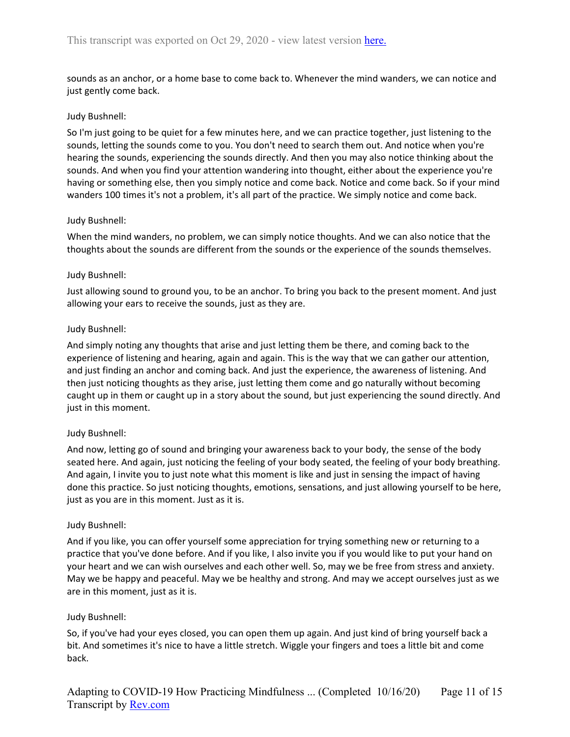sounds as an anchor, or a home base to come back to. Whenever the mind wanders, we can notice and just gently come back.

Judy Bushnell:

So I'm just going to be quiet for a few minutes here, and we can practice together, just listening to the sounds, letting the sounds come to you. You don't need to search them out. And notice when you're hearing the sounds, experiencing the sounds directly. And then you may also notice thinking about the sounds. And when you find your attention wandering into thought, either about the experience you're having or something else, then you simply notice and come back. Notice and come back. So if your mind wanders 100 times it's not a problem, it's all part of the practice. We simply notice and come back.

Judy Bushnell:

When the mind wanders, no problem, we can simply notice thoughts. And we can also notice that the thoughts about the sounds are different from the sounds or the experience of the sounds themselves.

Judy Bushnell:

Just allowing sound to ground you, to be an anchor. To bring you back to the present moment. And just allowing your ears to receive the sounds, just as they are.

Judy Bushnell:

And simply noting any thoughts that arise and just letting them be there, and coming back to the experience of listening and hearing, again and again. This is the way that we can gather our attention, and just finding an anchor and coming back. And just the experience, the awareness of listening. And then just noticing thoughts as they arise, just letting them come and go naturally without becoming caught up in them or caught up in a story about the sound, but just experiencing the sound directly. And just in this moment.

Judy Bushnell:

And now, letting go of sound and bringing your awareness back to your body, the sense of the body seated here. And again, just noticing the feeling of your body seated, the feeling of your body breathing. And again, I invite you to just note what this moment is like and just in sensing the impact of having done this practice. So just noticing thoughts, emotions, sensations, and just allowing yourself to be here, just as you are in this moment. Just as it is.

Judy Bushnell:

And if you like, you can offer yourself some appreciation for trying something new or returning to a practice that you've done before. And if you like, I also invite you if you would like to put your hand on your heart and we can wish ourselves and each other well. So, may we be free from stress and anxiety. May we be happy and peaceful. May we be healthy and strong. And may we accept ourselves just as we are in this moment, just as it is.

Judy Bushnell:

So, if you've had your eyes closed, you can open them up again. And just kind of bring yourself back a bit. And sometimes it's nice to have a little stretch. Wiggle your fingers and toes a little bit and come back.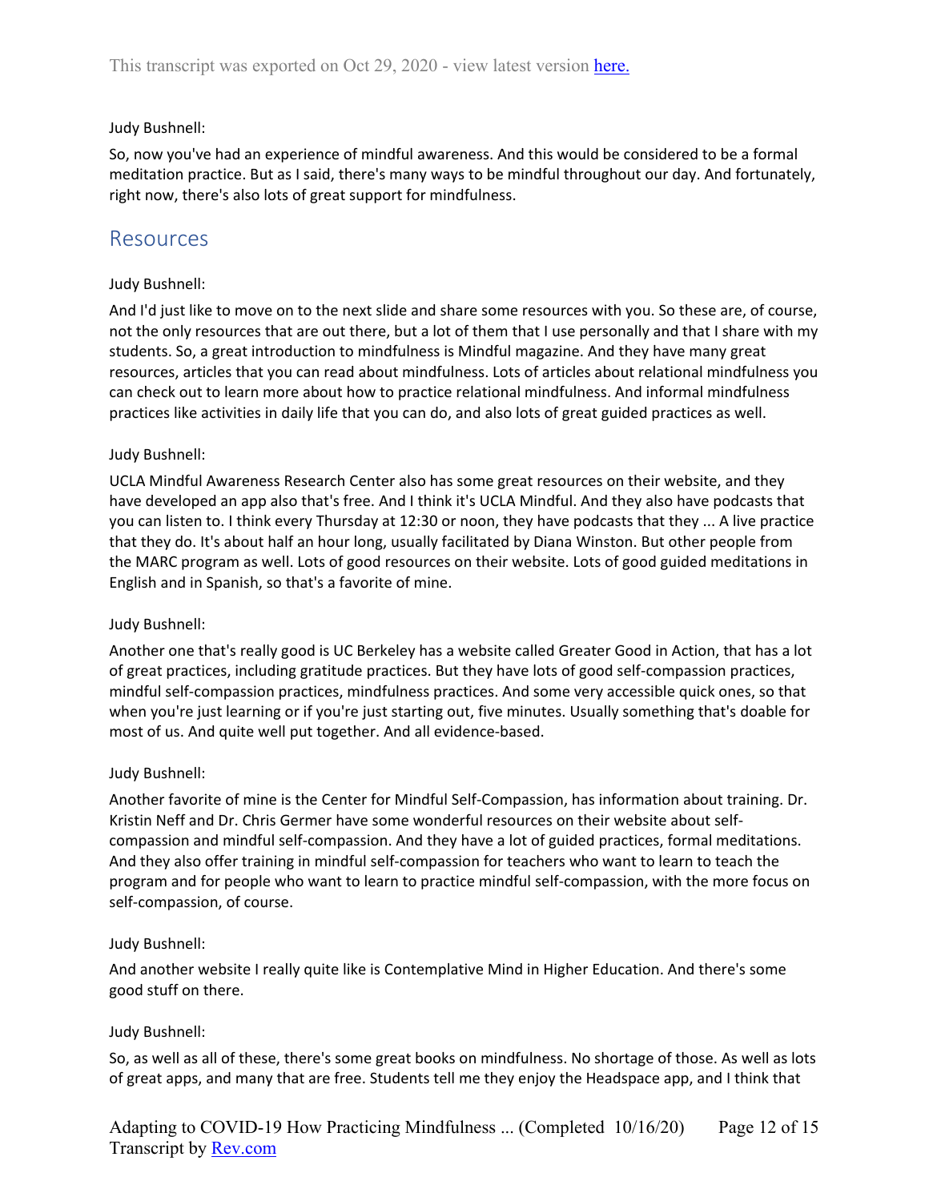Judy Bushnell:

So, now you've had an experience of mindful awareness. And this would be considered to be a formal meditation practice. But as I said, there's many ways to be mindful throughout our day. And fortunately, right now, there's also lots of great support for mindfulness.

## Resources

Judy Bushnell:

And I'd just like to move on to the next slide and share some resources with you. So these are, of course, not the only resources that are out there, but a lot of them that I use personally and that I share with my students. So, a great introduction to mindfulness is Mindful magazine. And they have many great resources, articles that you can read about mindfulness. Lots of articles about relational mindfulness you can check out to learn more about how to practice relational mindfulness. And informal mindfulness practices like activities in daily life that you can do, and also lots of great guided practices as well.

Judy Bushnell:

UCLA Mindful Awareness Research Center also has some great resources on their website, and they have developed an app also that's free. And I think it's UCLA Mindful. And they also have podcasts that you can listen to. I think every Thursday at 12:30 or noon, they have podcasts that they ... A live practice that they do. It's about half an hour long, usually facilitated by Diana Winston. But other people from the MARC program as well. Lots of good resources on their website. Lots of good guided meditations in English and in Spanish, so that's a favorite of mine.

Judy Bushnell:

Another one that's really good is UC Berkeley has a website called Greater Good in Action, that has a lot of great practices, including gratitude practices. But they have lots of good self-compassion practices, mindful self-compassion practices, mindfulness practices. And some very accessible quick ones, so that when you're just learning or if you're just starting out, five minutes. Usually something that's doable for most of us. And quite well put together. And all evidence-based.

Judy Bushnell:

Another favorite of mine is the Center for Mindful Self-Compassion, has information about training. Dr. Kristin Neff and Dr. Chris Germer have some wonderful resources on their website about self-compassion and mindful self-compassion. And they have a lot of guided practices, formal meditations. And they also offer training in mindful self-compassion for teachers who want to learn to teach the program and for people who want to learn to practice mindful self-compassion, with the more focus on self-compassion, of course.

Judy Bushnell:

And another website I really quite like is Contemplative Mind in Higher Education. And there's some good stuff on there.

Judy Bushnell:

So, as well as all of these, there's some great books on mindfulness. No shortage of those. As well as lots of great apps, and many that are free. Students tell me they enjoy the Headspace app, and I think that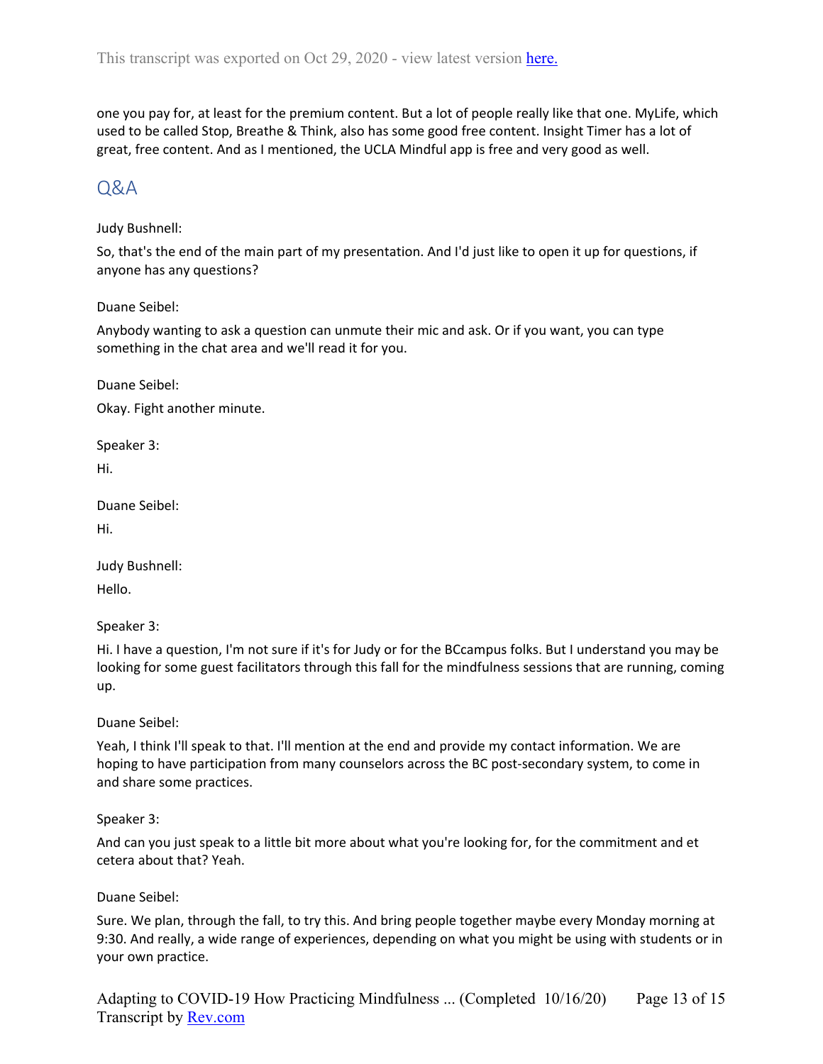one you pay for, at least for the premium content. But a lot of people really like that one. MyLife, which used to be called Stop, Breathe & Think, also has some good free content. Insight Timer has a lot of great, free content. And as I mentioned, the UCLA Mindful app is free and very good as well.

## Q&A

Judy Bushnell:

So, that's the end of the main part of my presentation. And I'd just like to open it up for questions, if anyone has any questions?

Duane Seibel:

Anybody wanting to ask a question can unmute their mic and ask. Or if you want, you can type something in the chat area and we'll read it for you.

Duane Seibel:

Okay. Fight another minute.

Speaker 3:

Hi.

Duane Seibel:

Hi.

Judy Bushnell:

Hello.

Speaker 3:

Hi. I have a question, I'm not sure if it's for Judy or for the BCcampus folks. But I understand you may be looking for some guest facilitators through this fall for the mindfulness sessions that are running, coming up.

Duane Seibel:

Yeah, I think I'll speak to that. I'll mention at the end and provide my contact information. We are hoping to have participation from many counselors across the BC post-secondary system, to come in and share some practices.

Speaker 3:

And can you just speak to a little bit more about what you're looking for, for the commitment and et cetera about that? Yeah.

Duane Seibel:

Sure. We plan, through the fall, to try this. And bring people together maybe every Monday morning at 9:30. And really, a wide range of experiences, depending on what you might be using with students or in your own practice.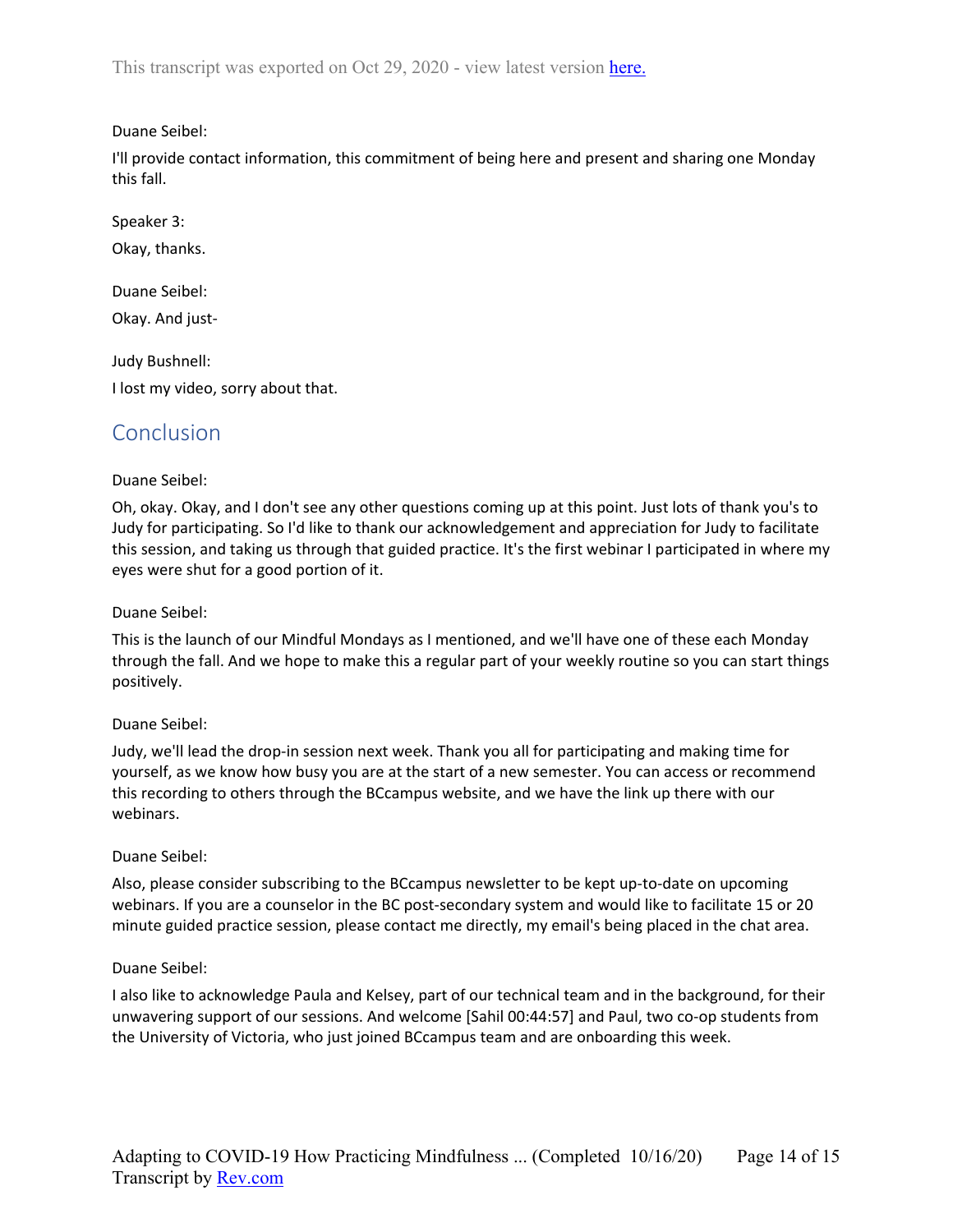Duane Seibel:

I'll provide contact information, this commitment of being here and present and sharing one Monday this fall.

Speaker 3:

Okay, thanks.

Duane Seibel:

Okay. And just-

Judy Bushnell:

I lost my video, sorry about that.

## Conclusion

Duane Seibel:

Oh, okay. Okay, and I don't see any other questions coming up at this point. Just lots of thank you's to Judy for participating. So I'd like to thank our acknowledgement and appreciation for Judy to facilitate this session, and taking us through that guided practice. It's the first webinar I participated in where my eyes were shut for a good portion of it.

Duane Seibel:

This is the launch of our Mindful Mondays as I mentioned, and we'll have one of these each Monday through the fall. And we hope to make this a regular part of your weekly routine so you can start things positively.

Duane Seibel:

Judy, we'll lead the drop-in session next week. Thank you all for participating and making time for yourself, as we know how busy you are at the start of a new semester. You can access or recommend this recording to others through the BCcampus website, and we have the link up there with our webinars.

Duane Seibel:

Also, please consider subscribing to the BCcampus newsletter to be kept up-to-date on upcoming webinars. If you are a counselor in the BC post-secondary system and would like to facilitate 15 or 20 minute guided practice session, please contact me directly, my email's being placed in the chat area.

Duane Seibel:

I also like to acknowledge Paula and Kelsey, part of our technical team and in the background, for their unwavering support of our sessions. And welcome [Sahil 00:44:57] and Paul, two co-op students from the University of Victoria, who just joined BCcampus team and are onboarding this week.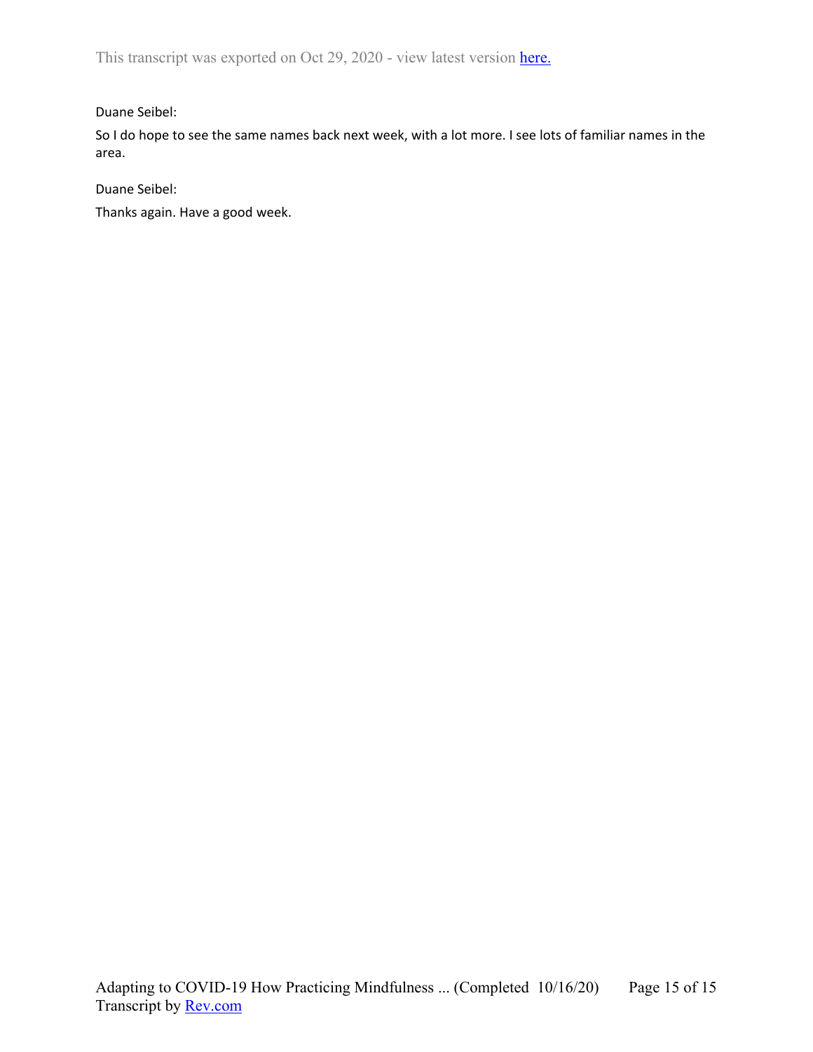Duane Seibel:

So I do hope to see the same names back next week, with a lot more. I see lots of familiar names in the area.

Duane Seibel:

Thanks again. Have a good week.